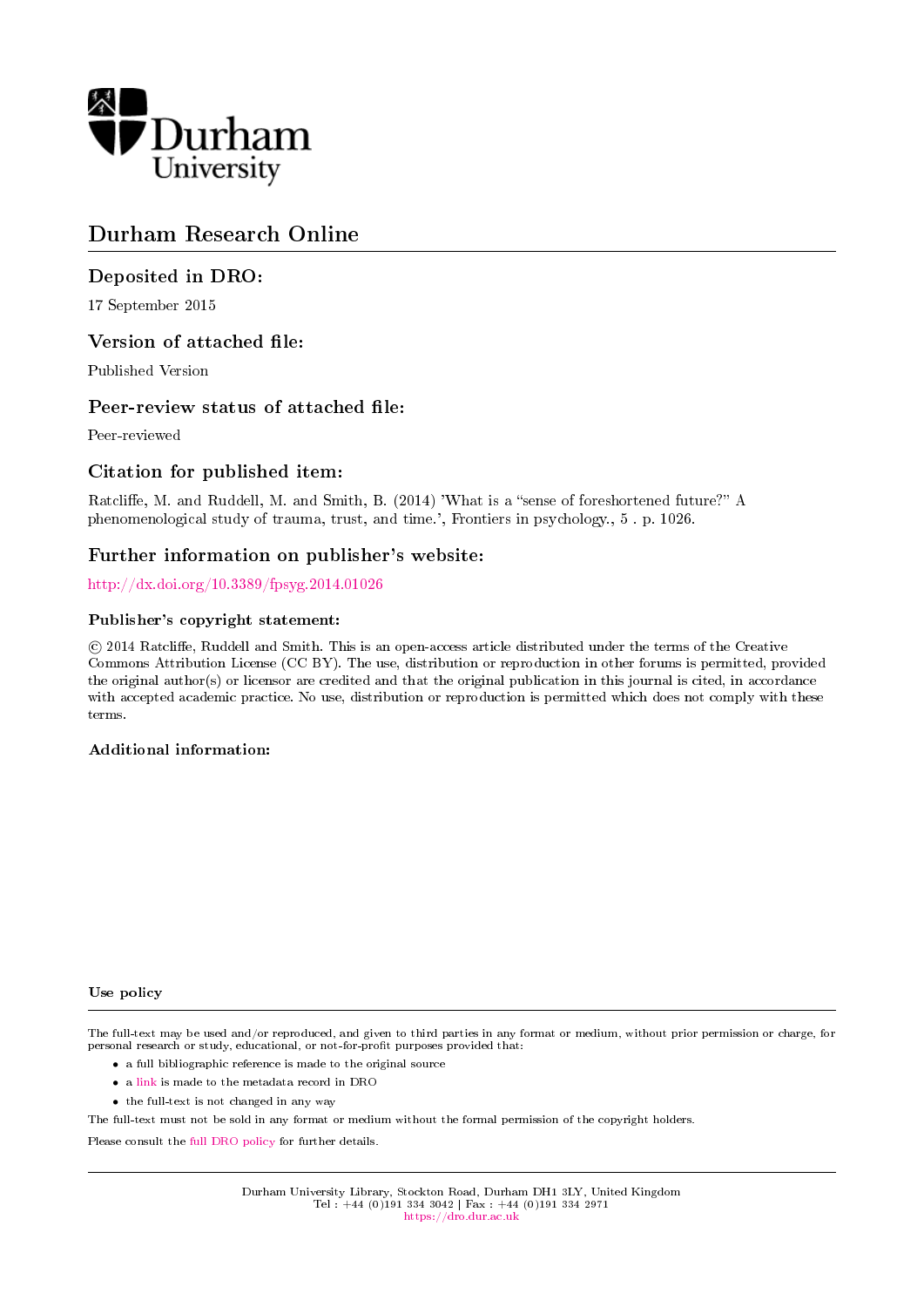Durham University

# Durham Research Online

## Deposited in DRO:

17 September 2015

## Version of attached file:

Published Version

## Peer-review status of attached file:

Peer-reviewed

## Citation for published item:

Ratcliffe, M. and Ruddell, M. and Smith, B. (2014) 'What is a "sense of foreshortened future?" A phenomenological study of trauma, trust, and time.', Frontiers in psychology., 5 . p. 1026.

## Further information on publisher's website:

http://dx.doi.org/10.3389/fpsyg.2014.01026

### Publisher's copyright statement:

© 2014 Ratcliffe, Ruddell and Smith. This is an open-access article distributed under the terms of the Creative Commons Attribution License (CC BY). The use, distribution or reproduction in other forums is permitted, provided the original author(s) or licensor are credited and that the original publication in this journal is cited, in accordance with accepted academic practice. No use, distribution or reproduction is permitted which does not comply with these terms.

### Additional information:

### Use policy

The full-text may be used and/or reproduced, and given to third parties in any format or medium, without prior permission or charge, for personal research or study, educational, or not-for-profit purposes provided that:

- a full bibliographic reference is made to the original source
- a link is made to the metadata record in DRO
- the full-text is not changed in any way

The full-text must not be sold in any format or medium without the formal permission of the copyright holders.

Please consult the full DRO policy for further details.

Durham University Library, Stockton Road, Durham DH1 3LY, United Kingdom
Tel : +44 (0)191 334 3042 | Fax : +44 (0)191 334 2971
https://dro.dur.ac.uk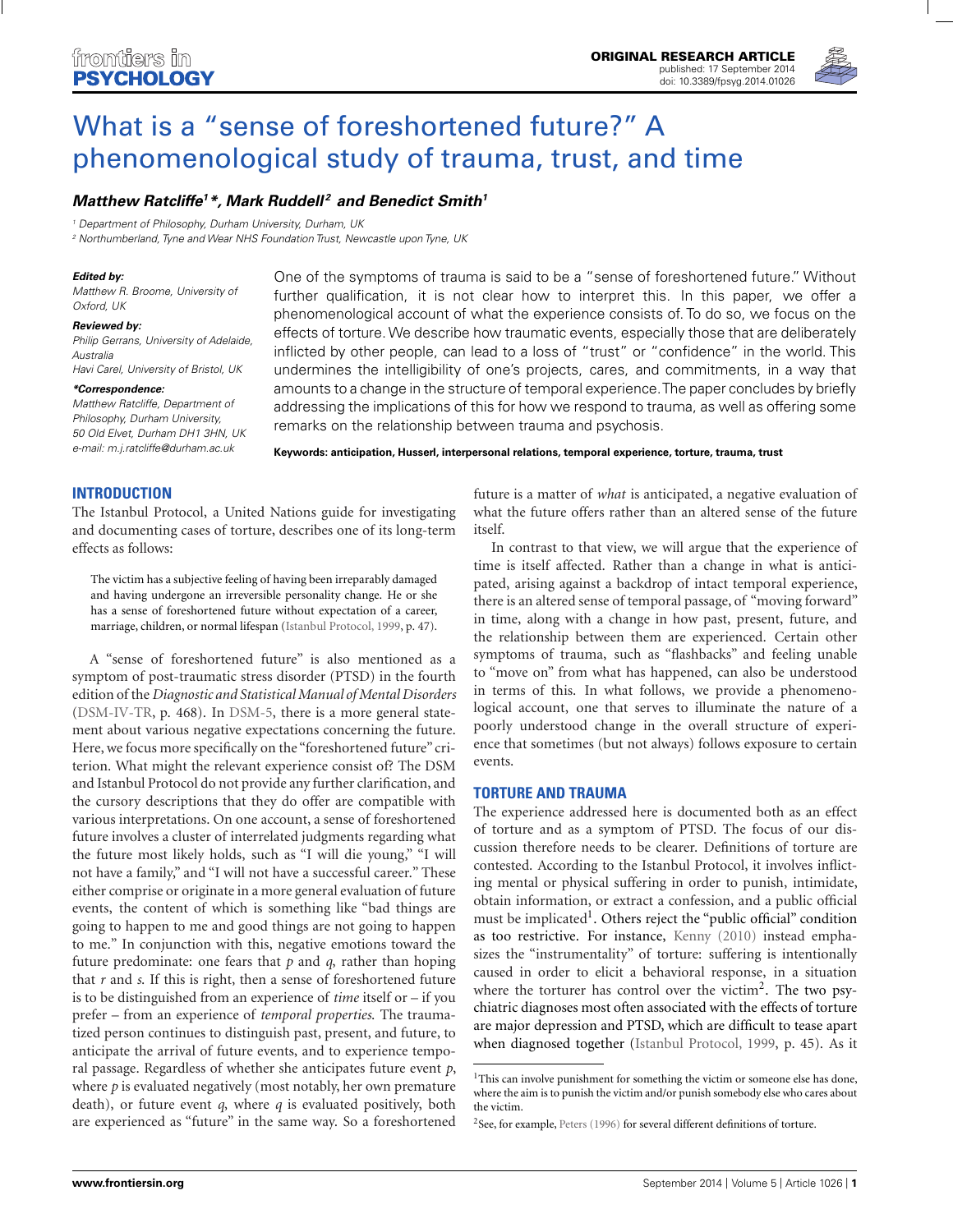# What is a "sense of foreshortened future?" A phenomenological study of trauma, trust, and time

**Matthew Ratcliffe[1]\*, Mark Ruddell[2] and Benedict Smith[1]**

[1] Department of Philosophy, Durham University, Durham, UK
[2] Northumberland, Tyne and Wear NHS Foundation Trust, Newcastle upon Tyne, UK

***Edited by:***
Matthew R. Broome, University of Oxford, UK

***Reviewed by:***
Philip Gerrans, University of Adelaide, Australia
Havi Carel, University of Bristol, UK

***\*Correspondence:***
Matthew Ratcliffe, Department of Philosophy, Durham University, 50 Old Elvet, Durham DH1 3HN, UK
e-mail: m.j.ratcliffe@durham.ac.uk

One of the symptoms of trauma is said to be a "sense of foreshortened future." Without further qualification, it is not clear how to interpret this. In this paper, we offer a phenomenological account of what the experience consists of. To do so, we focus on the effects of torture. We describe how traumatic events, especially those that are deliberately inflicted by other people, can lead to a loss of "trust" or "confidence" in the world. This undermines the intelligibility of one's projects, cares, and commitments, in a way that amounts to a change in the structure of temporal experience. The paper concludes by briefly addressing the implications of this for how we respond to trauma, as well as offering some remarks on the relationship between trauma and psychosis.

**Keywords: anticipation, Husserl, interpersonal relations, temporal experience, torture, trauma, trust**

## INTRODUCTION

The Istanbul Protocol, a United Nations guide for investigating and documenting cases of torture, describes one of its long-term effects as follows:

> The victim has a subjective feeling of having been irreparably damaged and having undergone an irreversible personality change. He or she has a sense of foreshortened future without expectation of a career, marriage, children, or normal lifespan (Istanbul Protocol, 1999, p. 47).

A "sense of foreshortened future" is also mentioned as a symptom of post-traumatic stress disorder (PTSD) in the fourth edition of the *Diagnostic and Statistical Manual of Mental Disorders* (DSM-IV-TR, p. 468). In DSM-5, there is a more general statement about various negative expectations concerning the future. Here, we focus more specifically on the "foreshortened future" criterion. What might the relevant experience consist of? The DSM and Istanbul Protocol do not provide any further clarification, and the cursory descriptions that they do offer are compatible with various interpretations. On one account, a sense of foreshortened future involves a cluster of interrelated judgments regarding what the future most likely holds, such as "I will die young," "I will not have a family," and "I will not have a successful career." These either comprise or originate in a more general evaluation of future events, the content of which is something like "bad things are going to happen to me and good things are not going to happen to me." In conjunction with this, negative emotions toward the future predominate: one fears that *p* and *q*, rather than hoping that *r* and *s*. If this is right, then a sense of foreshortened future is to be distinguished from an experience of *time* itself or – if you prefer – from an experience of *temporal properties*. The traumatized person continues to distinguish past, present, and future, to anticipate the arrival of future events, and to experience temporal passage. Regardless of whether she anticipates future event *p*, where *p* is evaluated negatively (most notably, her own premature death), or future event *q*, where *q* is evaluated positively, both are experienced as "future" in the same way. So a foreshortened future is a matter of *what* is anticipated, a negative evaluation of what the future offers rather than an altered sense of the future itself.

In contrast to that view, we will argue that the experience of time is itself affected. Rather than a change in what is anticipated, arising against a backdrop of intact temporal experience, there is an altered sense of temporal passage, of "moving forward" in time, along with a change in how past, present, future, and the relationship between them are experienced. Certain other symptoms of trauma, such as "flashbacks" and feeling unable to "move on" from what has happened, can also be understood in terms of this. In what follows, we provide a phenomenological account, one that serves to illuminate the nature of a poorly understood change in the overall structure of experience that sometimes (but not always) follows exposure to certain events.

## TORTURE AND TRAUMA

The experience addressed here is documented both as an effect of torture and as a symptom of PTSD. The focus of our discussion therefore needs to be clearer. Definitions of torture are contested. According to the Istanbul Protocol, it involves inflicting mental or physical suffering in order to punish, intimidate, obtain information, or extract a confession, and a public official must be implicated[1]. Others reject the "public official" condition as too restrictive. For instance, Kenny (2010) instead emphasizes the "instrumentality" of torture: suffering is intentionally caused in order to elicit a behavioral response, in a situation where the torturer has control over the victim[2]. The two psychiatric diagnoses most often associated with the effects of torture are major depression and PTSD, which are difficult to tease apart when diagnosed together (Istanbul Protocol, 1999, p. 45). As it

[1] This can involve punishment for something the victim or someone else has done, where the aim is to punish the victim and/or punish somebody else who cares about the victim.

[2] See, for example, Peters (1996) for several different definitions of torture.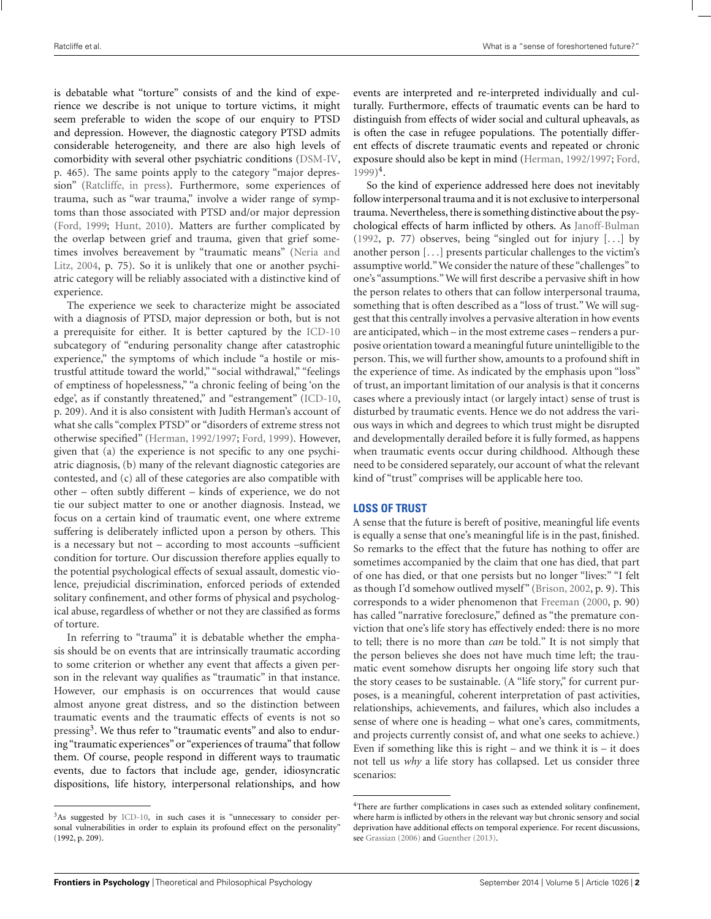is debatable what "torture" consists of and the kind of experience we describe is not unique to torture victims, it might seem preferable to widen the scope of our enquiry to PTSD and depression. However, the diagnostic category PTSD admits considerable heterogeneity, and there are also high levels of comorbidity with several other psychiatric conditions (DSM-IV, p. 465). The same points apply to the category "major depression" (Ratcliffe, in press). Furthermore, some experiences of trauma, such as "war trauma," involve a wider range of symptoms than those associated with PTSD and/or major depression (Ford, 1999; Hunt, 2010). Matters are further complicated by the overlap between grief and trauma, given that grief sometimes involves bereavement by "traumatic means" (Neria and Litz, 2004, p. 75). So it is unlikely that one or another psychiatric category will be reliably associated with a distinctive kind of experience.

The experience we seek to characterize might be associated with a diagnosis of PTSD, major depression or both, but is not a prerequisite for either. It is better captured by the ICD-10 subcategory of "enduring personality change after catastrophic experience," the symptoms of which include "a hostile or mistrustful attitude toward the world," "social withdrawal," "feelings of emptiness of hopelessness," "a chronic feeling of being 'on the edge', as if constantly threatened," and "estrangement" (ICD-10, p. 209). And it is also consistent with Judith Herman's account of what she calls "complex PTSD" or "disorders of extreme stress not otherwise specified" (Herman, 1992/1997; Ford, 1999). However, given that (a) the experience is not specific to any one psychiatric diagnosis, (b) many of the relevant diagnostic categories are contested, and (c) all of these categories are also compatible with other – often subtly different – kinds of experience, we do not tie our subject matter to one or another diagnosis. Instead, we focus on a certain kind of traumatic event, one where extreme suffering is deliberately inflicted upon a person by others. This is a necessary but not – according to most accounts –sufficient condition for torture. Our discussion therefore applies equally to the potential psychological effects of sexual assault, domestic violence, prejudicial discrimination, enforced periods of extended solitary confinement, and other forms of physical and psychological abuse, regardless of whether or not they are classified as forms of torture.

In referring to "trauma" it is debatable whether the emphasis should be on events that are intrinsically traumatic according to some criterion or whether any event that affects a given person in the relevant way qualifies as "traumatic" in that instance. However, our emphasis is on occurrences that would cause almost anyone great distress, and so the distinction between traumatic events and the traumatic effects of events is not so pressing[3]. We thus refer to "traumatic events" and also to enduring "traumatic experiences" or "experiences of trauma" that follow them. Of course, people respond in different ways to traumatic events, due to factors that include age, gender, idiosyncratic dispositions, life history, interpersonal relationships, and how events are interpreted and re-interpreted individually and culturally. Furthermore, effects of traumatic events can be hard to distinguish from effects of wider social and cultural upheavals, as is often the case in refugee populations. The potentially different effects of discrete traumatic events and repeated or chronic exposure should also be kept in mind (Herman, 1992/1997; Ford, 1999)[4].

So the kind of experience addressed here does not inevitably follow interpersonal trauma and it is not exclusive to interpersonal trauma. Nevertheless, there is something distinctive about the psychological effects of harm inflicted by others. As Janoff-Bulman (1992, p. 77) observes, being "singled out for injury [. . .] by another person [. . .] presents particular challenges to the victim's assumptive world." We consider the nature of these "challenges" to one's "assumptions." We will first describe a pervasive shift in how the person relates to others that can follow interpersonal trauma, something that is often described as a "loss of trust." We will suggest that this centrally involves a pervasive alteration in how events are anticipated, which – in the most extreme cases – renders a purposive orientation toward a meaningful future unintelligible to the person. This, we will further show, amounts to a profound shift in the experience of time. As indicated by the emphasis upon "loss" of trust, an important limitation of our analysis is that it concerns cases where a previously intact (or largely intact) sense of trust is disturbed by traumatic events. Hence we do not address the various ways in which and degrees to which trust might be disrupted and developmentally derailed before it is fully formed, as happens when traumatic events occur during childhood. Although these need to be considered separately, our account of what the relevant kind of "trust" comprises will be applicable here too.

## LOSS OF TRUST

A sense that the future is bereft of positive, meaningful life events is equally a sense that one's meaningful life is in the past, finished. So remarks to the effect that the future has nothing to offer are sometimes accompanied by the claim that one has died, that part of one has died, or that one persists but no longer "lives:" "I felt as though I'd somehow outlived myself" (Brison, 2002, p. 9). This corresponds to a wider phenomenon that Freeman (2000, p. 90) has called "narrative foreclosure," defined as "the premature conviction that one's life story has effectively ended: there is no more to tell; there is no more than *can* be told." It is not simply that the person believes she does not have much time left; the traumatic event somehow disrupts her ongoing life story such that the story ceases to be sustainable. (A "life story," for current purposes, is a meaningful, coherent interpretation of past activities, relationships, achievements, and failures, which also includes a sense of where one is heading – what one's cares, commitments, and projects currently consist of, and what one seeks to achieve.) Even if something like this is right – and we think it is – it does not tell us *why* a life story has collapsed. Let us consider three scenarios:

---

[3] As suggested by ICD-10, in such cases it is "unnecessary to consider personal vulnerabilities in order to explain its profound effect on the personality" (1992, p. 209).

[4] There are further complications in cases such as extended solitary confinement, where harm is inflicted by others in the relevant way but chronic sensory and social deprivation have additional effects on temporal experience. For recent discussions, see Grassian (2006) and Guenther (2013).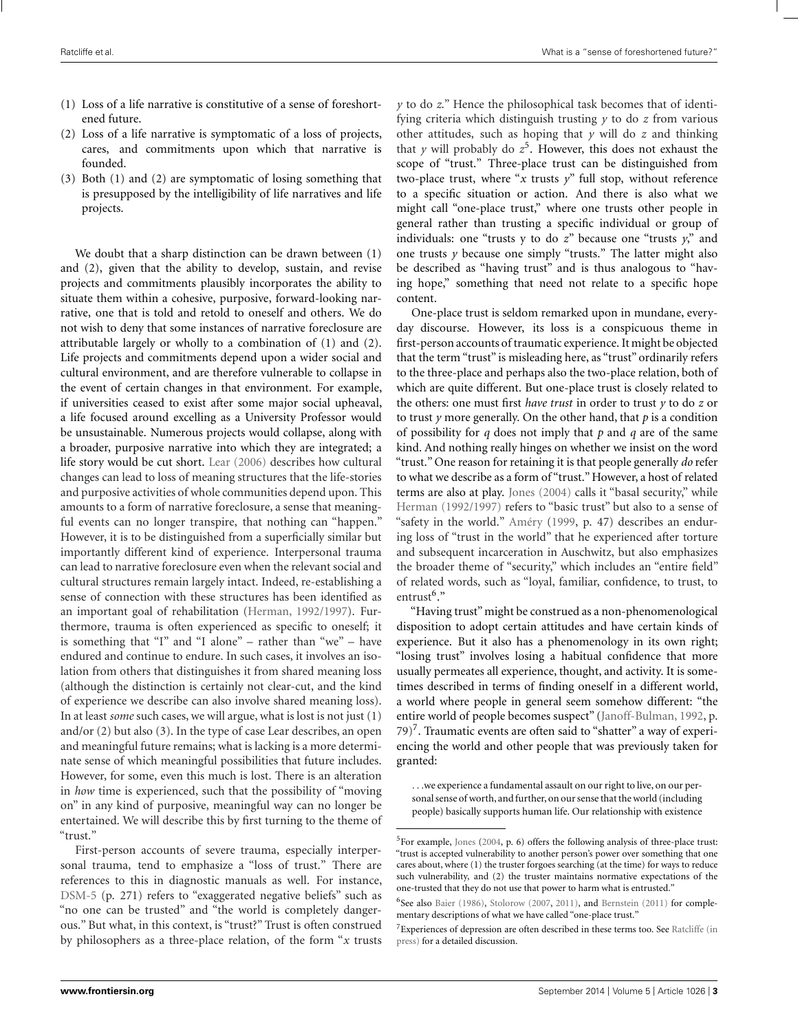(1) Loss of a life narrative is constitutive of a sense of foreshortened future.
(2) Loss of a life narrative is symptomatic of a loss of projects, cares, and commitments upon which that narrative is founded.
(3) Both (1) and (2) are symptomatic of losing something that is presupposed by the intelligibility of life narratives and life projects.

We doubt that a sharp distinction can be drawn between (1) and (2), given that the ability to develop, sustain, and revise projects and commitments plausibly incorporates the ability to situate them within a cohesive, purposive, forward-looking narrative, one that is told and retold to oneself and others. We do not wish to deny that some instances of narrative foreclosure are attributable largely or wholly to a combination of (1) and (2). Life projects and commitments depend upon a wider social and cultural environment, and are therefore vulnerable to collapse in the event of certain changes in that environment. For example, if universities ceased to exist after some major social upheaval, a life focused around excelling as a University Professor would be unsustainable. Numerous projects would collapse, along with a broader, purposive narrative into which they are integrated; a life story would be cut short. Lear (2006) describes how cultural changes can lead to loss of meaning structures that the life-stories and purposive activities of whole communities depend upon. This amounts to a form of narrative foreclosure, a sense that meaningful events can no longer transpire, that nothing can "happen." However, it is to be distinguished from a superficially similar but importantly different kind of experience. Interpersonal trauma can lead to narrative foreclosure even when the relevant social and cultural structures remain largely intact. Indeed, re-establishing a sense of connection with these structures has been identified as an important goal of rehabilitation (Herman, 1992/1997). Furthermore, trauma is often experienced as specific to oneself; it is something that "I" and "I alone" – rather than "we" – have endured and continue to endure. In such cases, it involves an isolation from others that distinguishes it from shared meaning loss (although the distinction is certainly not clear-cut, and the kind of experience we describe can also involve shared meaning loss). In at least *some* such cases, we will argue, what is lost is not just (1) and/or (2) but also (3). In the type of case Lear describes, an open and meaningful future remains; what is lacking is a more determinate sense of which meaningful possibilities that future includes. However, for some, even this much is lost. There is an alteration in *how* time is experienced, such that the possibility of "moving on" in any kind of purposive, meaningful way can no longer be entertained. We will describe this by first turning to the theme of "trust."

First-person accounts of severe trauma, especially interpersonal trauma, tend to emphasize a "loss of trust." There are references to this in diagnostic manuals as well. For instance, DSM-5 (p. 271) refers to "exaggerated negative beliefs" such as "no one can be trusted" and "the world is completely dangerous." But what, in this context, is "trust?" Trust is often construed by philosophers as a three-place relation, of the form "$x$ trusts $y$ to do $z$." Hence the philosophical task becomes that of identifying criteria which distinguish trusting $y$ to do $z$ from various other attitudes, such as hoping that $y$ will do $z$ and thinking that $y$ will probably do $z$[5]. However, this does not exhaust the scope of "trust." Three-place trust can be distinguished from two-place trust, where "$x$ trusts $y$" full stop, without reference to a specific situation or action. And there is also what we might call "one-place trust," where one trusts other people in general rather than trusting a specific individual or group of individuals: one "trusts y to do $z$" because one "trusts $y$," and one trusts $y$ because one simply "trusts." The latter might also be described as "having trust" and is thus analogous to "having hope," something that need not relate to a specific hope content.

One-place trust is seldom remarked upon in mundane, everyday discourse. However, its loss is a conspicuous theme in first-person accounts of traumatic experience. It might be objected that the term "trust" is misleading here, as "trust" ordinarily refers to the three-place and perhaps also the two-place relation, both of which are quite different. But one-place trust is closely related to the others: one must first *have trust* in order to trust $y$ to do $z$ or to trust $y$ more generally. On the other hand, that $p$ is a condition of possibility for $q$ does not imply that $p$ and $q$ are of the same kind. And nothing really hinges on whether we insist on the word "trust." One reason for retaining it is that people generally *do* refer to what we describe as a form of "trust." However, a host of related terms are also at play. Jones (2004) calls it "basal security," while Herman (1992/1997) refers to "basic trust" but also to a sense of "safety in the world." Améry (1999, p. 47) describes an enduring loss of "trust in the world" that he experienced after torture and subsequent incarceration in Auschwitz, but also emphasizes the broader theme of "security," which includes an "entire field" of related words, such as "loyal, familiar, confidence, to trust, to entrust[6]."

"Having trust" might be construed as a non-phenomenological disposition to adopt certain attitudes and have certain kinds of experience. But it also has a phenomenology in its own right; "losing trust" involves losing a habitual confidence that more usually permeates all experience, thought, and activity. It is sometimes described in terms of finding oneself in a different world, a world where people in general seem somehow different: "the entire world of people becomes suspect" (Janoff-Bulman, 1992, p. 79)[7]. Traumatic events are often said to "shatter" a way of experiencing the world and other people that was previously taken for granted:

> . . .we experience a fundamental assault on our right to live, on our personal sense of worth, and further, on our sense that the world (including people) basically supports human life. Our relationship with existence

---

[5] For example, Jones (2004, p. 6) offers the following analysis of three-place trust: "trust is accepted vulnerability to another person's power over something that one cares about, where (1) the truster forgoes searching (at the time) for ways to reduce such vulnerability, and (2) the truster maintains normative expectations of the one-trusted that they do not use that power to harm what is entrusted."

[6] See also Baier (1986), Stolorow (2007, 2011), and Bernstein (2011) for complementary descriptions of what we have called "one-place trust."

[7] Experiences of depression are often described in these terms too. See Ratcliffe (in press) for a detailed discussion.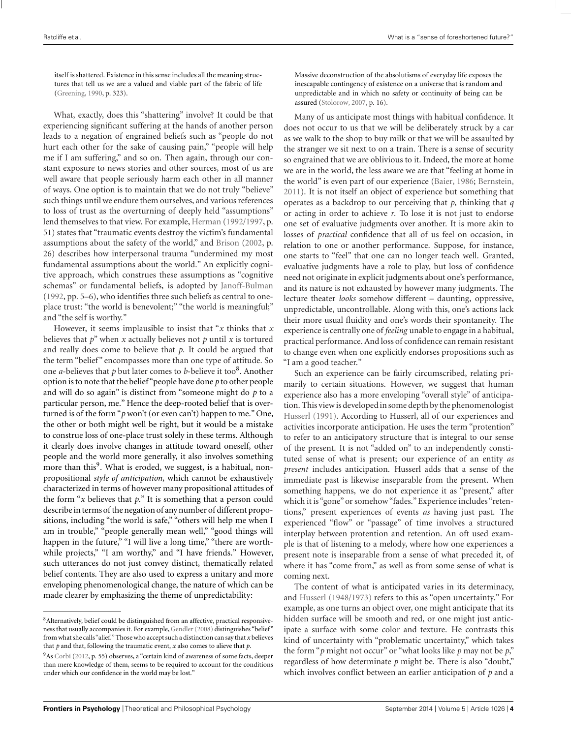itself is shattered. Existence in this sense includes all the meaning structures that tell us we are a valued and viable part of the fabric of life (Greening, 1990, p. 323).

What, exactly, does this "shattering" involve? It could be that experiencing significant suffering at the hands of another person leads to a negation of engrained beliefs such as "people do not hurt each other for the sake of causing pain," "people will help me if I am suffering," and so on. Then again, through our constant exposure to news stories and other sources, most of us are well aware that people seriously harm each other in all manner of ways. One option is to maintain that we do not truly "believe" such things until we endure them ourselves, and various references to loss of trust as the overturning of deeply held "assumptions" lend themselves to that view. For example, Herman (1992/1997, p. 51) states that "traumatic events destroy the victim's fundamental assumptions about the safety of the world," and Brison (2002, p. 26) describes how interpersonal trauma "undermined my most fundamental assumptions about the world." An explicitly cognitive approach, which construes these assumptions as "cognitive schemas" or fundamental beliefs, is adopted by Janoff-Bulman (1992, pp. 5–6), who identifies three such beliefs as central to one-place trust: "the world is benevolent;" "the world is meaningful;" and "the self is worthy."

However, it seems implausible to insist that "*x* thinks that *x* believes that *p*" when *x* actually believes not *p* until *x* is tortured and really does come to believe that *p*. It could be argued that the term "belief" encompasses more than one type of attitude. So one *a*-believes that *p* but later comes to *b*-believe it too[8]. Another option is to note that the belief "people have done *p* to other people and will do so again" is distinct from "someone might do *p* to a particular person, me." Hence the deep-rooted belief that is overturned is of the form "*p* won't (or even can't) happen to me." One, the other or both might well be right, but it would be a mistake to construe loss of one-place trust solely in these terms. Although it clearly does involve changes in attitude toward oneself, other people and the world more generally, it also involves something more than this[9]. What is eroded, we suggest, is a habitual, non-propositional *style of anticipation*, which cannot be exhaustively characterized in terms of however many propositional attitudes of the form "*x* believes that *p*." It is something that a person could describe in terms of the negation of any number of different propositions, including "the world is safe," "others will help me when I am in trouble," "people generally mean well," "good things will happen in the future," "I will live a long time," "there are worthwhile projects," "I am worthy," and "I have friends." However, such utterances do not just convey distinct, thematically related belief contents. They are also used to express a unitary and more enveloping phenomenological change, the nature of which can be made clearer by emphasizing the theme of unpredictability:

Massive deconstruction of the absolutisms of everyday life exposes the inescapable contingency of existence on a universe that is random and unpredictable and in which no safety or continuity of being can be assured (Stolorow, 2007, p. 16).

Many of us anticipate most things with habitual confidence. It does not occur to us that we will be deliberately struck by a car as we walk to the shop to buy milk or that we will be assaulted by the stranger we sit next to on a train. There is a sense of security so engrained that we are oblivious to it. Indeed, the more at home we are in the world, the less aware we are that "feeling at home in the world" is even part of our experience (Baier, 1986; Bernstein, 2011). It is not itself an object of experience but something that operates as a backdrop to our perceiving that *p*, thinking that *q* or acting in order to achieve *r*. To lose it is not just to endorse one set of evaluative judgments over another. It is more akin to losses of *practical* confidence that all of us feel on occasion, in relation to one or another performance. Suppose, for instance, one starts to "feel" that one can no longer teach well. Granted, evaluative judgments have a role to play, but loss of confidence need not originate in explicit judgments about one's performance, and its nature is not exhausted by however many judgments. The lecture theater *looks* somehow different – daunting, oppressive, unpredictable, uncontrollable. Along with this, one's actions lack their more usual fluidity and one's words their spontaneity. The experience is centrally one of *feeling* unable to engage in a habitual, practical performance. And loss of confidence can remain resistant to change even when one explicitly endorses propositions such as "I am a good teacher."

Such an experience can be fairly circumscribed, relating primarily to certain situations. However, we suggest that human experience also has a more enveloping "overall style" of anticipation. This view is developed in some depth by the phenomenologist Husserl (1991). According to Husserl, all of our experiences and activities incorporate anticipation. He uses the term "protention" to refer to an anticipatory structure that is integral to our sense of the present. It is not "added on" to an independently constituted sense of what is present; our experience of an entity *as present* includes anticipation. Husserl adds that a sense of the immediate past is likewise inseparable from the present. When something happens, we do not experience it as "present," after which it is "gone" or somehow "fades." Experience includes "retentions," present experiences of events *as* having just past. The experienced "flow" or "passage" of time involves a structured interplay between protention and retention. An oft used example is that of listening to a melody, where how one experiences a present note is inseparable from a sense of what preceded it, of where it has "come from," as well as from some sense of what is coming next.

The content of what is anticipated varies in its determinacy, and Husserl (1948/1973) refers to this as "open uncertainty." For example, as one turns an object over, one might anticipate that its hidden surface will be smooth and red, or one might just anticipate a surface with some color and texture. He contrasts this kind of uncertainty with "problematic uncertainty," which takes the form "*p* might not occur" or "what looks like *p* may not be *p*," regardless of how determinate *p* might be. There is also "doubt," which involves conflict between an earlier anticipation of *p* and a

[8]Alternatively, belief could be distinguished from an affective, practical responsiveness that usually accompanies it. For example, Gendler (2008) distinguishes "belief" from what she calls "alief." Those who accept such a distinction can say that *x* believes that *p* and that, following the traumatic event, *x* also comes to alieve that *p*.

[9]As Corbí (2012, p. 55) observes, a "certain kind of awareness of some facts, deeper than mere knowledge of them, seems to be required to account for the conditions under which our confidence in the world may be lost."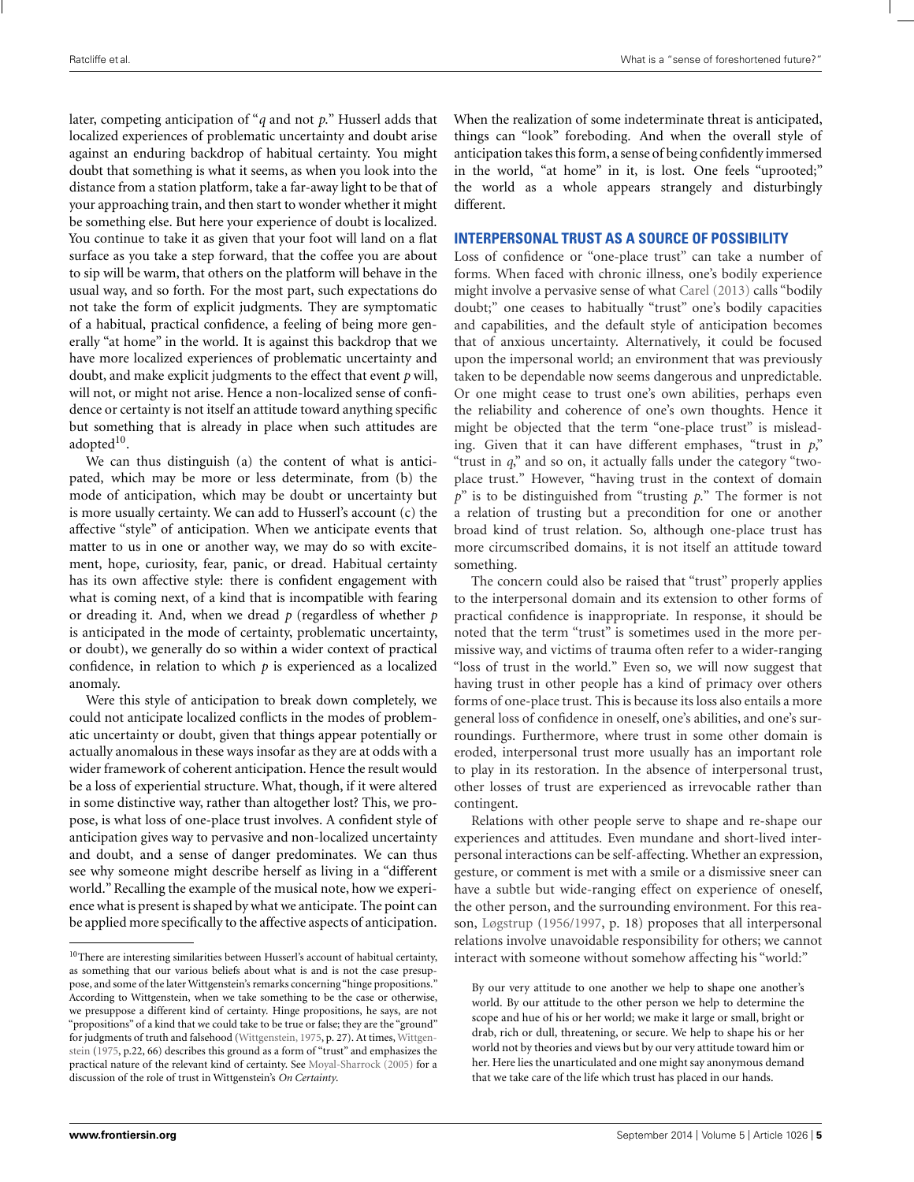later, competing anticipation of "*q* and not *p*." Husserl adds that localized experiences of problematic uncertainty and doubt arise against an enduring backdrop of habitual certainty. You might doubt that something is what it seems, as when you look into the distance from a station platform, take a far-away light to be that of your approaching train, and then start to wonder whether it might be something else. But here your experience of doubt is localized. You continue to take it as given that your foot will land on a flat surface as you take a step forward, that the coffee you are about to sip will be warm, that others on the platform will behave in the usual way, and so forth. For the most part, such expectations do not take the form of explicit judgments. They are symptomatic of a habitual, practical confidence, a feeling of being more generally "at home" in the world. It is against this backdrop that we have more localized experiences of problematic uncertainty and doubt, and make explicit judgments to the effect that event *p* will, will not, or might not arise. Hence a non-localized sense of confidence or certainty is not itself an attitude toward anything specific but something that is already in place when such attitudes are adopted[10].

We can thus distinguish (a) the content of what is anticipated, which may be more or less determinate, from (b) the mode of anticipation, which may be doubt or uncertainty but is more usually certainty. We can add to Husserl's account (c) the affective "style" of anticipation. When we anticipate events that matter to us in one or another way, we may do so with excitement, hope, curiosity, fear, panic, or dread. Habitual certainty has its own affective style: there is confident engagement with what is coming next, of a kind that is incompatible with fearing or dreading it. And, when we dread *p* (regardless of whether *p* is anticipated in the mode of certainty, problematic uncertainty, or doubt), we generally do so within a wider context of practical confidence, in relation to which *p* is experienced as a localized anomaly.

Were this style of anticipation to break down completely, we could not anticipate localized conflicts in the modes of problematic uncertainty or doubt, given that things appear potentially or actually anomalous in these ways insofar as they are at odds with a wider framework of coherent anticipation. Hence the result would be a loss of experiential structure. What, though, if it were altered in some distinctive way, rather than altogether lost? This, we propose, is what loss of one-place trust involves. A confident style of anticipation gives way to pervasive and non-localized uncertainty and doubt, and a sense of danger predominates. We can thus see why someone might describe herself as living in a "different world." Recalling the example of the musical note, how we experience what is present is shaped by what we anticipate. The point can be applied more specifically to the affective aspects of anticipation. When the realization of some indeterminate threat is anticipated, things can "look" foreboding. And when the overall style of anticipation takes this form, a sense of being confidently immersed in the world, "at home" in it, is lost. One feels "uprooted;" the world as a whole appears strangely and disturbingly different.

## INTERPERSONAL TRUST AS A SOURCE OF POSSIBILITY

Loss of confidence or "one-place trust" can take a number of forms. When faced with chronic illness, one's bodily experience might involve a pervasive sense of what Carel (2013) calls "bodily doubt;" one ceases to habitually "trust" one's bodily capacities and capabilities, and the default style of anticipation becomes that of anxious uncertainty. Alternatively, it could be focused upon the impersonal world; an environment that was previously taken to be dependable now seems dangerous and unpredictable. Or one might cease to trust one's own abilities, perhaps even the reliability and coherence of one's own thoughts. Hence it might be objected that the term "one-place trust" is misleading. Given that it can have different emphases, "trust in *p*," "trust in *q*," and so on, it actually falls under the category "two-place trust." However, "having trust in the context of domain *p*" is to be distinguished from "trusting *p*." The former is not a relation of trusting but a precondition for one or another broad kind of trust relation. So, although one-place trust has more circumscribed domains, it is not itself an attitude toward something.

The concern could also be raised that "trust" properly applies to the interpersonal domain and its extension to other forms of practical confidence is inappropriate. In response, it should be noted that the term "trust" is sometimes used in the more permissive way, and victims of trauma often refer to a wider-ranging "loss of trust in the world." Even so, we will now suggest that having trust in other people has a kind of primacy over others forms of one-place trust. This is because its loss also entails a more general loss of confidence in oneself, one's abilities, and one's surroundings. Furthermore, where trust in some other domain is eroded, interpersonal trust more usually has an important role to play in its restoration. In the absence of interpersonal trust, other losses of trust are experienced as irrevocable rather than contingent.

Relations with other people serve to shape and re-shape our experiences and attitudes. Even mundane and short-lived interpersonal interactions can be self-affecting. Whether an expression, gesture, or comment is met with a smile or a dismissive sneer can have a subtle but wide-ranging effect on experience of oneself, the other person, and the surrounding environment. For this reason, Løgstrup (1956/1997, p. 18) proposes that all interpersonal relations involve unavoidable responsibility for others; we cannot interact with someone without somehow affecting his "world:"

> By our very attitude to one another we help to shape one another's world. By our attitude to the other person we help to determine the scope and hue of his or her world; we make it large or small, bright or drab, rich or dull, threatening, or secure. We help to shape his or her world not by theories and views but by our very attitude toward him or her. Here lies the unarticulated and one might say anonymous demand that we take care of the life which trust has placed in our hands.

[10]There are interesting similarities between Husserl's account of habitual certainty, as something that our various beliefs about what is and is not the case presuppose, and some of the later Wittgenstein's remarks concerning "hinge propositions." According to Wittgenstein, when we take something to be the case or otherwise, we presuppose a different kind of certainty. Hinge propositions, he says, are not "propositions" of a kind that we could take to be true or false; they are the "ground" for judgments of truth and falsehood (Wittgenstein, 1975, p. 27). At times, Wittgenstein (1975, p.22, 66) describes this ground as a form of "trust" and emphasizes the practical nature of the relevant kind of certainty. See Moyal-Sharrock (2005) for a discussion of the role of trust in Wittgenstein's *On Certainty*.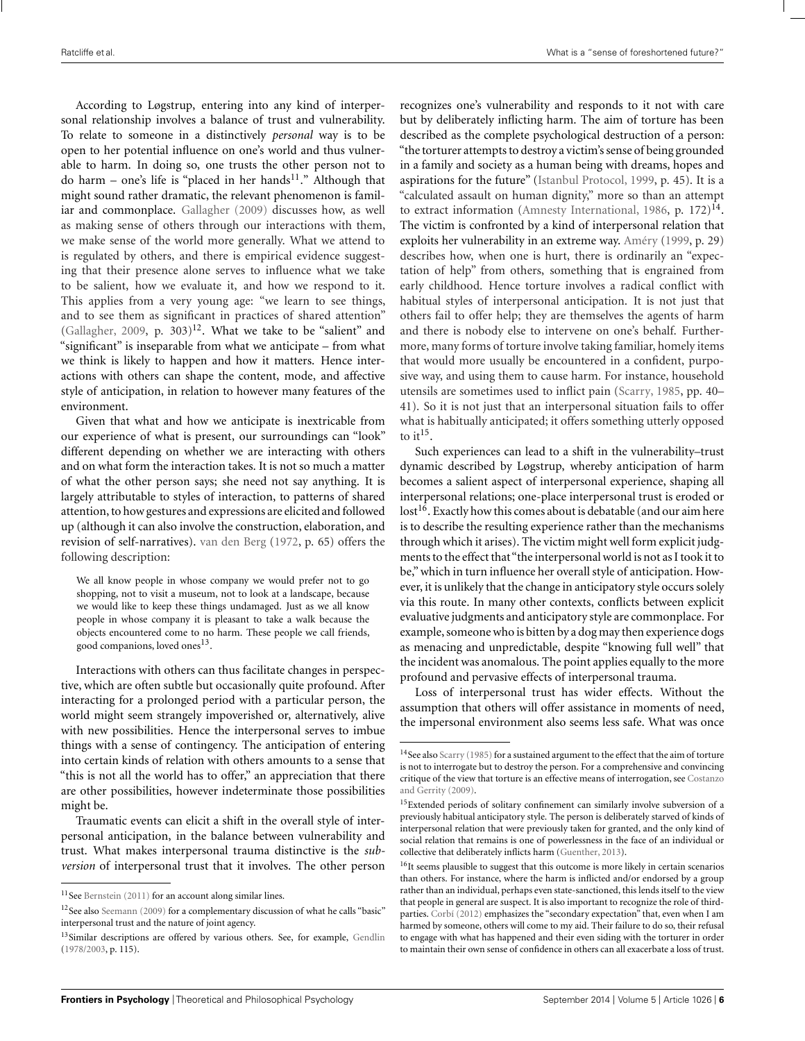According to Løgstrup, entering into any kind of interpersonal relationship involves a balance of trust and vulnerability. To relate to someone in a distinctively *personal* way is to be open to her potential influence on one's world and thus vulnerable to harm. In doing so, one trusts the other person not to do harm – one's life is "placed in her hands[11]." Although that might sound rather dramatic, the relevant phenomenon is familiar and commonplace. Gallagher (2009) discusses how, as well as making sense of others through our interactions with them, we make sense of the world more generally. What we attend to is regulated by others, and there is empirical evidence suggesting that their presence alone serves to influence what we take to be salient, how we evaluate it, and how we respond to it. This applies from a very young age: "we learn to see things, and to see them as significant in practices of shared attention" (Gallagher, 2009, p. 303)[12]. What we take to be "salient" and "significant" is inseparable from what we anticipate – from what we think is likely to happen and how it matters. Hence interactions with others can shape the content, mode, and affective style of anticipation, in relation to however many features of the environment.

Given that what and how we anticipate is inextricable from our experience of what is present, our surroundings can "look" different depending on whether we are interacting with others and on what form the interaction takes. It is not so much a matter of what the other person says; she need not say anything. It is largely attributable to styles of interaction, to patterns of shared attention, to how gestures and expressions are elicited and followed up (although it can also involve the construction, elaboration, and revision of self-narratives). van den Berg (1972, p. 65) offers the following description:

> We all know people in whose company we would prefer not to go shopping, not to visit a museum, not to look at a landscape, because we would like to keep these things undamaged. Just as we all know people in whose company it is pleasant to take a walk because the objects encountered come to no harm. These people we call friends, good companions, loved ones[13].

Interactions with others can thus facilitate changes in perspective, which are often subtle but occasionally quite profound. After interacting for a prolonged period with a particular person, the world might seem strangely impoverished or, alternatively, alive with new possibilities. Hence the interpersonal serves to imbue things with a sense of contingency. The anticipation of entering into certain kinds of relation with others amounts to a sense that "this is not all the world has to offer," an appreciation that there are other possibilities, however indeterminate those possibilities might be.

Traumatic events can elicit a shift in the overall style of interpersonal anticipation, in the balance between vulnerability and trust. What makes interpersonal trauma distinctive is the *subversion* of interpersonal trust that it involves. The other person recognizes one's vulnerability and responds to it not with care but by deliberately inflicting harm. The aim of torture has been described as the complete psychological destruction of a person: "the torturer attempts to destroy a victim's sense of being grounded in a family and society as a human being with dreams, hopes and aspirations for the future" (Istanbul Protocol, 1999, p. 45). It is a "calculated assault on human dignity," more so than an attempt to extract information (Amnesty International, 1986, p. 172)[14]. The victim is confronted by a kind of interpersonal relation that exploits her vulnerability in an extreme way. Améry (1999, p. 29) describes how, when one is hurt, there is ordinarily an "expectation of help" from others, something that is engrained from early childhood. Hence torture involves a radical conflict with habitual styles of interpersonal anticipation. It is not just that others fail to offer help; they are themselves the agents of harm and there is nobody else to intervene on one's behalf. Furthermore, many forms of torture involve taking familiar, homely items that would more usually be encountered in a confident, purposive way, and using them to cause harm. For instance, household utensils are sometimes used to inflict pain (Scarry, 1985, pp. 40–41). So it is not just that an interpersonal situation fails to offer what is habitually anticipated; it offers something utterly opposed to it[15].

Such experiences can lead to a shift in the vulnerability–trust dynamic described by Løgstrup, whereby anticipation of harm becomes a salient aspect of interpersonal experience, shaping all interpersonal relations; one-place interpersonal trust is eroded or lost[16]. Exactly how this comes about is debatable (and our aim here is to describe the resulting experience rather than the mechanisms through which it arises). The victim might well form explicit judgments to the effect that "the interpersonal world is not as I took it to be," which in turn influence her overall style of anticipation. However, it is unlikely that the change in anticipatory style occurs solely via this route. In many other contexts, conflicts between explicit evaluative judgments and anticipatory style are commonplace. For example, someone who is bitten by a dog may then experience dogs as menacing and unpredictable, despite "knowing full well" that the incident was anomalous. The point applies equally to the more profound and pervasive effects of interpersonal trauma.

Loss of interpersonal trust has wider effects. Without the assumption that others will offer assistance in moments of need, the impersonal environment also seems less safe. What was once

---

[11] See Bernstein (2011) for an account along similar lines.

[12] See also Seemann (2009) for a complementary discussion of what he calls "basic" interpersonal trust and the nature of joint agency.

[13] Similar descriptions are offered by various others. See, for example, Gendlin (1978/2003, p. 115).

[14] See also Scarry (1985) for a sustained argument to the effect that the aim of torture is not to interrogate but to destroy the person. For a comprehensive and convincing critique of the view that torture is an effective means of interrogation, see Costanzo and Gerrity (2009).

[15] Extended periods of solitary confinement can similarly involve subversion of a previously habitual anticipatory style. The person is deliberately starved of kinds of interpersonal relation that were previously taken for granted, and the only kind of social relation that remains is one of powerlessness in the face of an individual or collective that deliberately inflicts harm (Guenther, 2013).

[16] It seems plausible to suggest that this outcome is more likely in certain scenarios than others. For instance, where the harm is inflicted and/or endorsed by a group rather than an individual, perhaps even state-sanctioned, this lends itself to the view that people in general are suspect. It is also important to recognize the role of third-parties. Corbí (2012) emphasizes the "secondary expectation" that, even when I am harmed by someone, others will come to my aid. Their failure to do so, their refusal to engage with what has happened and their even siding with the torturer in order to maintain their own sense of confidence in others can all exacerbate a loss of trust.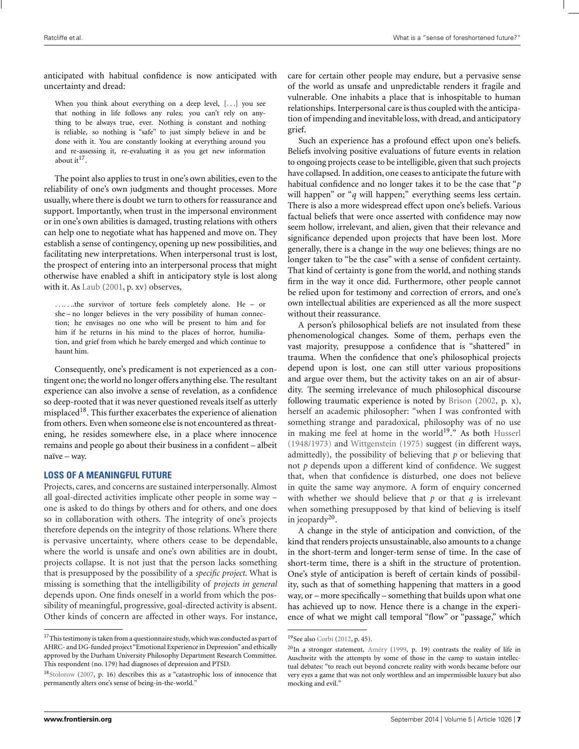anticipated with habitual confidence is now anticipated with uncertainty and dread:

> When you think about everything on a deep level, [...] you see that nothing in life follows any rules; you can't rely on anything to be always true, ever. Nothing is constant and nothing is reliable, so nothing is "safe" to just simply believe in and be done with it. You are constantly looking at everything around you and re-assessing it, re-evaluating it as you get new information about it[17].

The point also applies to trust in one's own abilities, even to the reliability of one's own judgments and thought processes. More usually, where there is doubt we turn to others for reassurance and support. Importantly, when trust in the impersonal environment or in one's own abilities is damaged, trusting relations with others can help one to negotiate what has happened and move on. They establish a sense of contingency, opening up new possibilities, and facilitating new interpretations. When interpersonal trust is lost, the prospect of entering into an interpersonal process that might otherwise have enabled a shift in anticipatory style is lost along with it. As Laub (2001, p. xv) observes,

> ......the survivor of torture feels completely alone. He – or she – no longer believes in the very possibility of human connection; he envisages no one who will be present to him and for him if he returns in his mind to the places of horror, humiliation, and grief from which he barely emerged and which continue to haunt him.

Consequently, one's predicament is not experienced as a contingent one; the world no longer offers anything else. The resultant experience can also involve a sense of revelation, as a confidence so deep-rooted that it was never questioned reveals itself as utterly misplaced[18]. This further exacerbates the experience of alienation from others. Even when someone else is not encountered as threatening, he resides somewhere else, in a place where innocence remains and people go about their business in a confident – albeit naïve – way.

### LOSS OF A MEANINGFUL FUTURE

Projects, cares, and concerns are sustained interpersonally. Almost all goal-directed activities implicate other people in some way – one is asked to do things by others and for others, and one does so in collaboration with others. The integrity of one's projects therefore depends on the integrity of those relations. Where there is pervasive uncertainty, where others cease to be dependable, where the world is unsafe and one's own abilities are in doubt, projects collapse. It is not just that the person lacks something that is presupposed by the possibility of a *specific project*. What is missing is something that the intelligibility of *projects in general* depends upon. One finds oneself in a world from which the possibility of meaningful, progressive, goal-directed activity is absent. Other kinds of concern are affected in other ways. For instance, care for certain other people may endure, but a pervasive sense of the world as unsafe and unpredictable renders it fragile and vulnerable. One inhabits a place that is inhospitable to human relationships. Interpersonal care is thus coupled with the anticipation of impending and inevitable loss, with dread, and anticipatory grief.

Such an experience has a profound effect upon one's beliefs. Beliefs involving positive evaluations of future events in relation to ongoing projects cease to be intelligible, given that such projects have collapsed. In addition, one ceases to anticipate the future with habitual confidence and no longer takes it to be the case that "*p* will happen" or "*q* will happen;" everything seems less certain. There is also a more widespread effect upon one's beliefs. Various factual beliefs that were once asserted with confidence may now seem hollow, irrelevant, and alien, given that their relevance and significance depended upon projects that have been lost. More generally, there is a change in the *way* one believes; things are no longer taken to "be the case" with a sense of confident certainty. That kind of certainty is gone from the world, and nothing stands firm in the way it once did. Furthermore, other people cannot be relied upon for testimony and correction of errors, and one's own intellectual abilities are experienced as all the more suspect without their reassurance.

A person's philosophical beliefs are not insulated from these phenomenological changes. Some of them, perhaps even the vast majority, presuppose a confidence that is "shattered" in trauma. When the confidence that one's philosophical projects depend upon is lost, one can still utter various propositions and argue over them, but the activity takes on an air of absurdity. The seeming irrelevance of much philosophical discourse following traumatic experience is noted by Brison (2002, p. x), herself an academic philosopher: "when I was confronted with something strange and paradoxical, philosophy was of no use in making me feel at home in the world[19]." As both Husserl (1948/1973) and Wittgenstein (1975) suggest (in different ways, admittedly), the possibility of believing that *p* or believing that not *p* depends upon a different kind of confidence. We suggest that, when that confidence is disturbed, one does not believe in quite the same way anymore. A form of enquiry concerned with whether we should believe that *p* or that *q* is irrelevant when something presupposed by that kind of believing is itself in jeopardy[20].

A change in the style of anticipation and conviction, of the kind that renders projects unsustainable, also amounts to a change in the short-term and longer-term sense of time. In the case of short-term time, there is a shift in the structure of protention. One's style of anticipation is bereft of certain kinds of possibility, such as that of something happening that matters in a good way, or – more specifically – something that builds upon what one has achieved up to now. Hence there is a change in the experience of what we might call temporal "flow" or "passage," which

---

[17] This testimony is taken from a questionnaire study, which was conducted as part of AHRC- and DG-funded project "Emotional Experience in Depression" and ethically approved by the Durham University Philosophy Department Research Committee. This respondent (no. 179) had diagnoses of depression and PTSD.

[18] Stolorow (2007, p. 16) describes this as a "catastrophic loss of innocence that permanently alters one's sense of being-in-the-world."

[19] See also Corbí (2012, p. 45).

[20] In a stronger statement, Améry (1999, p. 19) contrasts the reality of life in Auschwitz with the attempts by some of those in the camp to sustain intellectual debates: "to reach out beyond concrete reality with words became before our very eyes a game that was not only worthless and an impermissible luxury but also mocking and evil."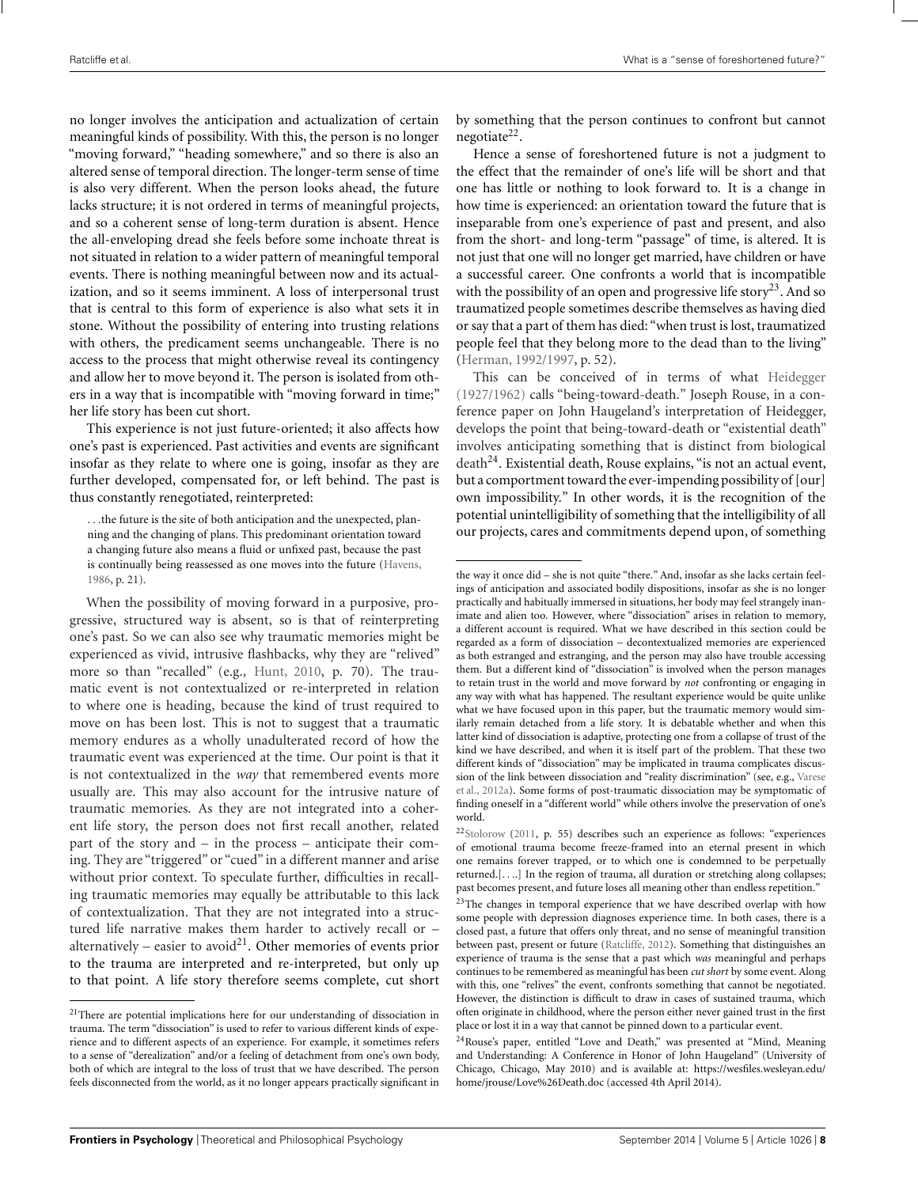no longer involves the anticipation and actualization of certain meaningful kinds of possibility. With this, the person is no longer "moving forward," "heading somewhere," and so there is also an altered sense of temporal direction. The longer-term sense of time is also very different. When the person looks ahead, the future lacks structure; it is not ordered in terms of meaningful projects, and so a coherent sense of long-term duration is absent. Hence the all-enveloping dread she feels before some inchoate threat is not situated in relation to a wider pattern of meaningful temporal events. There is nothing meaningful between now and its actualization, and so it seems imminent. A loss of interpersonal trust that is central to this form of experience is also what sets it in stone. Without the possibility of entering into trusting relations with others, the predicament seems unchangeable. There is no access to the process that might otherwise reveal its contingency and allow her to move beyond it. The person is isolated from others in a way that is incompatible with "moving forward in time;" her life story has been cut short.

This experience is not just future-oriented; it also affects how one's past is experienced. Past activities and events are significant insofar as they relate to where one is going, insofar as they are further developed, compensated for, or left behind. The past is thus constantly renegotiated, reinterpreted:

> . . .the future is the site of both anticipation and the unexpected, planning and the changing of plans. This predominant orientation toward a changing future also means a fluid or unfixed past, because the past is continually being reassessed as one moves into the future (Havens, 1986, p. 21).

When the possibility of moving forward in a purposive, progressive, structured way is absent, so is that of reinterpreting one's past. So we can also see why traumatic memories might be experienced as vivid, intrusive flashbacks, why they are "relived" more so than "recalled" (e.g., Hunt, 2010, p. 70). The traumatic event is not contextualized or re-interpreted in relation to where one is heading, because the kind of trust required to move on has been lost. This is not to suggest that a traumatic memory endures as a wholly unadulterated record of how the traumatic event was experienced at the time. Our point is that it is not contextualized in the *way* that remembered events more usually are. This may also account for the intrusive nature of traumatic memories. As they are not integrated into a coherent life story, the person does not first recall another, related part of the story and – in the process – anticipate their coming. They are "triggered" or "cued" in a different manner and arise without prior context. To speculate further, difficulties in recalling traumatic memories may equally be attributable to this lack of contextualization. That they are not integrated into a structured life narrative makes them harder to actively recall or – alternatively – easier to avoid[21]. Other memories of events prior to the trauma are interpreted and re-interpreted, but only up to that point. A life story therefore seems complete, cut short by something that the person continues to confront but cannot negotiate[22].

Hence a sense of foreshortened future is not a judgment to the effect that the remainder of one's life will be short and that one has little or nothing to look forward to. It is a change in how time is experienced: an orientation toward the future that is inseparable from one's experience of past and present, and also from the short- and long-term "passage" of time, is altered. It is not just that one will no longer get married, have children or have a successful career. One confronts a world that is incompatible with the possibility of an open and progressive life story[23]. And so traumatized people sometimes describe themselves as having died or say that a part of them has died: "when trust is lost, traumatized people feel that they belong more to the dead than to the living" (Herman, 1992/1997, p. 52).

This can be conceived of in terms of what Heidegger (1927/1962) calls "being-toward-death." Joseph Rouse, in a conference paper on John Haugeland's interpretation of Heidegger, develops the point that being-toward-death or "existential death" involves anticipating something that is distinct from biological death[24]. Existential death, Rouse explains, "is not an actual event, but a comportment toward the ever-impending possibility of [our] own impossibility." In other words, it is the recognition of the potential unintelligibility of something that the intelligibility of all our projects, cares and commitments depend upon, of something

---

[21]There are potential implications here for our understanding of dissociation in trauma. The term "dissociation" is used to refer to various different kinds of experience and to different aspects of an experience. For example, it sometimes refers to a sense of "derealization" and/or a feeling of detachment from one's own body, both of which are integral to the loss of trust that we have described. The person feels disconnected from the world, as it no longer appears practically significant in the way it once did – she is not quite "there." And, insofar as she lacks certain feelings of anticipation and associated bodily dispositions, insofar as she is no longer practically and habitually immersed in situations, her body may feel strangely inanimate and alien too. However, where "dissociation" arises in relation to memory, a different account is required. What we have described in this section could be regarded as a form of dissociation – decontextualized memories are experienced as both estranged and estranging, and the person may also have trouble accessing them. But a different kind of "dissociation" is involved when the person manages to retain trust in the world and move forward by *not* confronting or engaging in any way with what has happened. The resultant experience would be quite unlike what we have focused upon in this paper, but the traumatic memory would similarly remain detached from a life story. It is debatable whether and when this latter kind of dissociation is adaptive, protecting one from a collapse of trust of the kind we have described, and when it is itself part of the problem. That these two different kinds of "dissociation" may be implicated in trauma complicates discussion of the link between dissociation and "reality discrimination" (see, e.g., Varese et al., 2012a). Some forms of post-traumatic dissociation may be symptomatic of finding oneself in a "different world" while others involve the preservation of one's world.

[22]Stolorow (2011, p. 55) describes such an experience as follows: "experiences of emotional trauma become freeze-framed into an eternal present in which one remains forever trapped, or to which one is condemned to be perpetually returned.[. . ..] In the region of trauma, all duration or stretching along collapses; past becomes present, and future loses all meaning other than endless repetition."

[23]The changes in temporal experience that we have described overlap with how some people with depression diagnoses experience time. In both cases, there is a closed past, a future that offers only threat, and no sense of meaningful transition between past, present or future (Ratcliffe, 2012). Something that distinguishes an experience of trauma is the sense that a past which *was* meaningful and perhaps continues to be remembered as meaningful has been *cut short* by some event. Along with this, one "relives" the event, confronts something that cannot be negotiated. However, the distinction is difficult to draw in cases of sustained trauma, which often originate in childhood, where the person either never gained trust in the first place or lost it in a way that cannot be pinned down to a particular event.

[24]Rouse's paper, entitled "Love and Death," was presented at "Mind, Meaning and Understanding: A Conference in Honor of John Haugeland" (University of Chicago, Chicago, May 2010) and is available at: https://wesfiles.wesleyan.edu/home/jrouse/Love%26Death.doc (accessed 4th April 2014).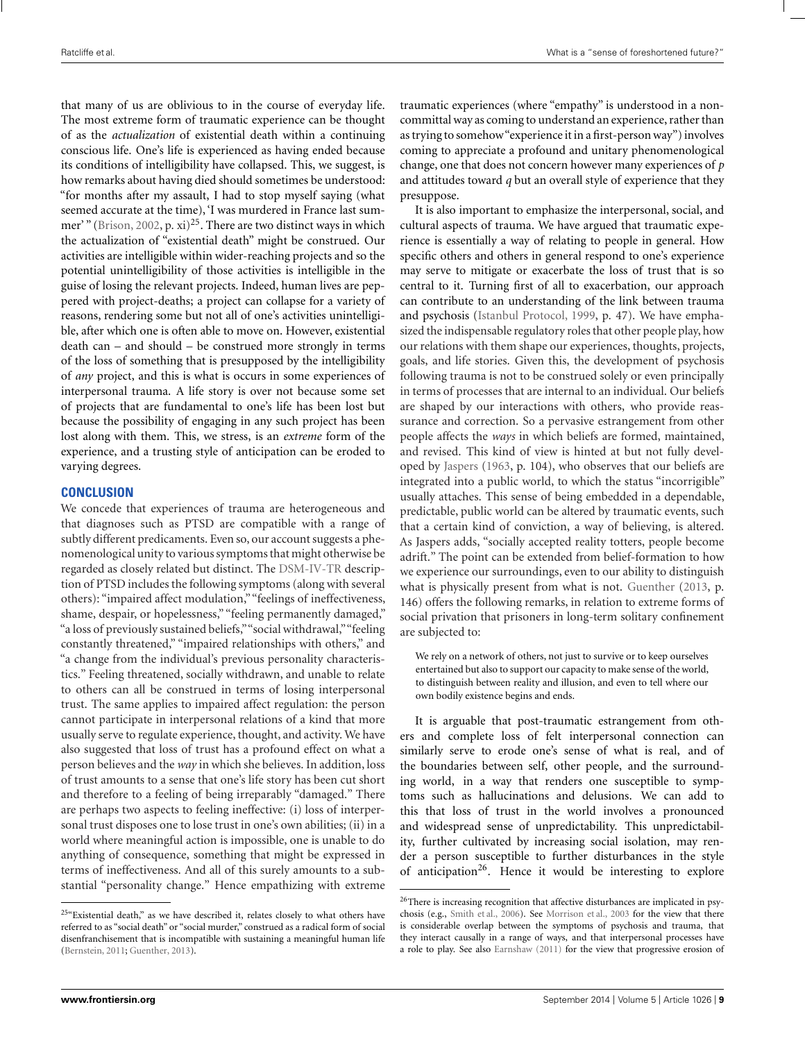that many of us are oblivious to in the course of everyday life. The most extreme form of traumatic experience can be thought of as the *actualization* of existential death within a continuing conscious life. One's life is experienced as having ended because its conditions of intelligibility have collapsed. This, we suggest, is how remarks about having died should sometimes be understood: "for months after my assault, I had to stop myself saying (what seemed accurate at the time), 'I was murdered in France last summer' " (Brison, 2002, p. xi)[25]. There are two distinct ways in which the actualization of "existential death" might be construed. Our activities are intelligible within wider-reaching projects and so the potential unintelligibility of those activities is intelligible in the guise of losing the relevant projects. Indeed, human lives are peppered with project-deaths; a project can collapse for a variety of reasons, rendering some but not all of one's activities unintelligible, after which one is often able to move on. However, existential death can – and should – be construed more strongly in terms of the loss of something that is presupposed by the intelligibility of *any* project, and this is what is occurs in some experiences of interpersonal trauma. A life story is over not because some set of projects that are fundamental to one's life has been lost but because the possibility of engaging in any such project has been lost along with them. This, we stress, is an *extreme* form of the experience, and a trusting style of anticipation can be eroded to varying degrees.

## CONCLUSION

We concede that experiences of trauma are heterogeneous and that diagnoses such as PTSD are compatible with a range of subtly different predicaments. Even so, our account suggests a phenomenological unity to various symptoms that might otherwise be regarded as closely related but distinct. The DSM-IV-TR description of PTSD includes the following symptoms (along with several others): "impaired affect modulation," "feelings of ineffectiveness, shame, despair, or hopelessness," "feeling permanently damaged," "a loss of previously sustained beliefs," "social withdrawal," "feeling constantly threatened," "impaired relationships with others," and "a change from the individual's previous personality characteristics." Feeling threatened, socially withdrawn, and unable to relate to others can all be construed in terms of losing interpersonal trust. The same applies to impaired affect regulation: the person cannot participate in interpersonal relations of a kind that more usually serve to regulate experience, thought, and activity. We have also suggested that loss of trust has a profound effect on what a person believes and the *way* in which she believes. In addition, loss of trust amounts to a sense that one's life story has been cut short and therefore to a feeling of being irreparably "damaged." There are perhaps two aspects to feeling ineffective: (i) loss of interpersonal trust disposes one to lose trust in one's own abilities; (ii) in a world where meaningful action is impossible, one is unable to do anything of consequence, something that might be expressed in terms of ineffectiveness. And all of this surely amounts to a substantial "personality change." Hence empathizing with extreme traumatic experiences (where "empathy" is understood in a noncommittal way as coming to understand an experience, rather than as trying to somehow "experience it in a first-person way") involves coming to appreciate a profound and unitary phenomenological change, one that does not concern however many experiences of *p* and attitudes toward *q* but an overall style of experience that they presuppose.

It is also important to emphasize the interpersonal, social, and cultural aspects of trauma. We have argued that traumatic experience is essentially a way of relating to people in general. How specific others and others in general respond to one's experience may serve to mitigate or exacerbate the loss of trust that is so central to it. Turning first of all to exacerbation, our approach can contribute to an understanding of the link between trauma and psychosis (Istanbul Protocol, 1999, p. 47). We have emphasized the indispensable regulatory roles that other people play, how our relations with them shape our experiences, thoughts, projects, goals, and life stories. Given this, the development of psychosis following trauma is not to be construed solely or even principally in terms of processes that are internal to an individual. Our beliefs are shaped by our interactions with others, who provide reassurance and correction. So a pervasive estrangement from other people affects the *ways* in which beliefs are formed, maintained, and revised. This kind of view is hinted at but not fully developed by Jaspers (1963, p. 104), who observes that our beliefs are integrated into a public world, to which the status "incorrigible" usually attaches. This sense of being embedded in a dependable, predictable, public world can be altered by traumatic events, such that a certain kind of conviction, a way of believing, is altered. As Jaspers adds, "socially accepted reality totters, people become adrift." The point can be extended from belief-formation to how we experience our surroundings, even to our ability to distinguish what is physically present from what is not. Guenther (2013, p. 146) offers the following remarks, in relation to extreme forms of social privation that prisoners in long-term solitary confinement are subjected to:

> We rely on a network of others, not just to survive or to keep ourselves entertained but also to support our capacity to make sense of the world, to distinguish between reality and illusion, and even to tell where our own bodily existence begins and ends.

It is arguable that post-traumatic estrangement from others and complete loss of felt interpersonal connection can similarly serve to erode one's sense of what is real, and of the boundaries between self, other people, and the surrounding world, in a way that renders one susceptible to symptoms such as hallucinations and delusions. We can add to this that loss of trust in the world involves a pronounced and widespread sense of unpredictability. This unpredictability, further cultivated by increasing social isolation, may render a person susceptible to further disturbances in the style of anticipation[26]. Hence it would be interesting to explore

[25] "Existential death," as we have described it, relates closely to what others have referred to as "social death" or "social murder," construed as a radical form of social disenfranchisement that is incompatible with sustaining a meaningful human life (Bernstein, 2011; Guenther, 2013).

[26] There is increasing recognition that affective disturbances are implicated in psychosis (e.g., Smith et al., 2006). See Morrison et al., 2003 for the view that there is considerable overlap between the symptoms of psychosis and trauma, that they interact causally in a range of ways, and that interpersonal processes have a role to play. See also Earnshaw (2011) for the view that progressive erosion of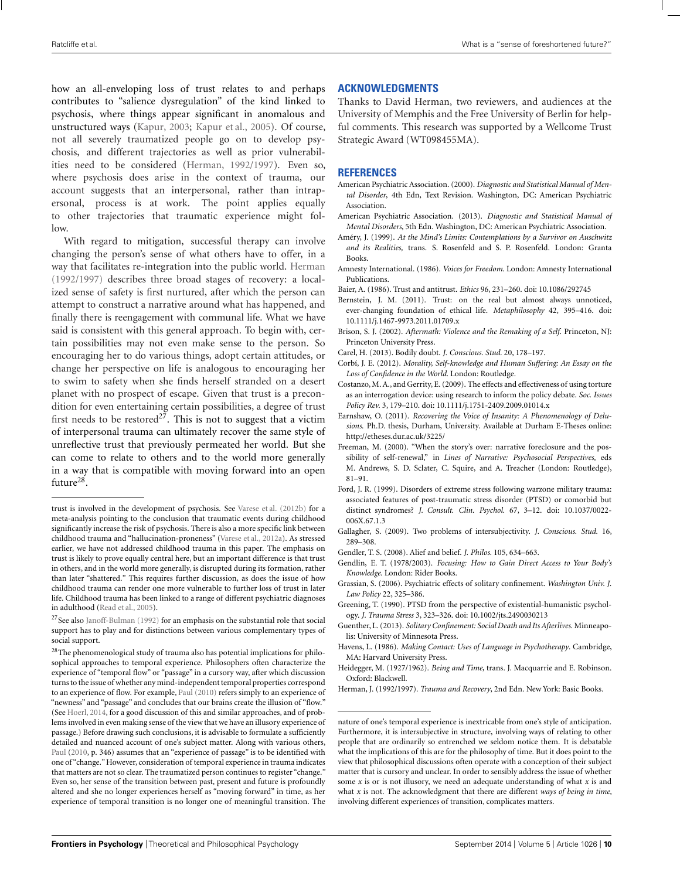how an all-enveloping loss of trust relates to and perhaps contributes to "salience dysregulation" of the kind linked to psychosis, where things appear significant in anomalous and unstructured ways (Kapur, 2003; Kapur et al., 2005). Of course, not all severely traumatized people go on to develop psychosis, and different trajectories as well as prior vulnerabilities need to be considered (Herman, 1992/1997). Even so, where psychosis does arise in the context of trauma, our account suggests that an interpersonal, rather than intrapersonal, process is at work. The point applies equally to other trajectories that traumatic experience might follow.

With regard to mitigation, successful therapy can involve changing the person's sense of what others have to offer, in a way that facilitates re-integration into the public world. Herman (1992/1997) describes three broad stages of recovery: a localized sense of safety is first nurtured, after which the person can attempt to construct a narrative around what has happened, and finally there is reengagement with communal life. What we have said is consistent with this general approach. To begin with, certain possibilities may not even make sense to the person. So encouraging her to do various things, adopt certain attitudes, or change her perspective on life is analogous to encouraging her to swim to safety when she finds herself stranded on a desert planet with no prospect of escape. Given that trust is a precondition for even entertaining certain possibilities, a degree of trust first needs to be restored[27]. This is not to suggest that a victim of interpersonal trauma can ultimately recover the same style of unreflective trust that previously permeated her world. But she can come to relate to others and to the world more generally in a way that is compatible with moving forward into an open future[28].

trust is involved in the development of psychosis. See Varese et al. (2012b) for a meta-analysis pointing to the conclusion that traumatic events during childhood significantly increase the risk of psychosis. There is also a more specific link between childhood trauma and "hallucination-proneness" (Varese et al., 2012a). As stressed earlier, we have not addressed childhood trauma in this paper. The emphasis on trust is likely to prove equally central here, but an important difference is that trust in others, and in the world more generally, is disrupted during its formation, rather than later "shattered." This requires further discussion, as does the issue of how childhood trauma can render one more vulnerable to further loss of trust in later life. Childhood trauma has been linked to a range of different psychiatric diagnoses in adulthood (Read et al., 2005).

[27] See also Janoff-Bulman (1992) for an emphasis on the substantial role that social support has to play and for distinctions between various complementary types of social support.

[28] The phenomenological study of trauma also has potential implications for philosophical approaches to temporal experience. Philosophers often characterize the experience of "temporal flow" or "passage" in a cursory way, after which discussion turns to the issue of whether any mind-independent temporal properties correspond to an experience of flow. For example, Paul (2010) refers simply to an experience of "newness" and "passage" and concludes that our brains create the illusion of "flow." (See Hoerl, 2014, for a good discussion of this and similar approaches, and of problems involved in even making sense of the view that we have an illusory experience of passage.) Before drawing such conclusions, it is advisable to formulate a sufficiently detailed and nuanced account of one's subject matter. Along with various others, Paul (2010, p. 346) assumes that an "experience of passage" is to be identified with one of "change." However, consideration of temporal experience in trauma indicates that matters are not so clear. The traumatized person continues to register "change." Even so, her sense of the transition between past, present and future is profoundly altered and she no longer experiences herself as "moving forward" in time, as her experience of temporal transition is no longer one of meaningful transition. The nature of one's temporal experience is inextricable from one's style of anticipation. Furthermore, it is intersubjective in structure, involving ways of relating to other people that are ordinarily so entrenched we seldom notice them. It is debatable what the implications of this are for the philosophy of time. But it does point to the view that philosophical discussions often operate with a conception of their subject matter that is cursory and unclear. In order to sensibly address the issue of whether some *x* is or is not illusory, we need an adequate understanding of what *x* is and what *x* is not. The acknowledgment that there are different *ways of being in time*, involving different experiences of transition, complicates matters.

## ACKNOWLEDGMENTS

Thanks to David Herman, two reviewers, and audiences at the University of Memphis and the Free University of Berlin for helpful comments. This research was supported by a Wellcome Trust Strategic Award (WT098455MA).

## REFERENCES

American Psychiatric Association. (2000). *Diagnostic and Statistical Manual of Mental Disorder*, 4th Edn, Text Revision. Washington, DC: American Psychiatric Association.

American Psychiatric Association. (2013). *Diagnostic and Statistical Manual of Mental Disorders*, 5th Edn. Washington, DC: American Psychiatric Association.

Améry, J. (1999). *At the Mind's Limits: Contemplations by a Survivor on Auschwitz and its Realities,* trans. S. Rosenfeld and S. P. Rosenfeld. London: Granta Books.

Amnesty International. (1986). *Voices for Freedom.* London: Amnesty International Publications.

Baier, A. (1986). Trust and antitrust. *Ethics* 96, 231–260. doi: 10.1086/292745

Bernstein, J. M. (2011). Trust: on the real but almost always unnoticed, ever-changing foundation of ethical life. *Metaphilosophy* 42, 395–416. doi: 10.1111/j.1467-9973.2011.01709.x

Brison, S. J. (2002). *Aftermath: Violence and the Remaking of a Self.* Princeton, NJ: Princeton University Press.

Carel, H. (2013). Bodily doubt. *J. Conscious. Stud.* 20, 178–197.

Corbí, J. E. (2012). *Morality, Self-knowledge and Human Suffering: An Essay on the Loss of Confidence in the World.* London: Routledge.

Costanzo, M. A., and Gerrity, E. (2009). The effects and effectiveness of using torture as an interrogation device: using research to inform the policy debate. *Soc. Issues Policy Rev.* 3, 179–210. doi: 10.1111/j.1751-2409.2009.01014.x

Earnshaw, O. (2011). *Recovering the Voice of Insanity: A Phenomenology of Delusions.* Ph.D. thesis, Durham, University. Available at Durham E-Theses online: http://etheses.dur.ac.uk/3225/

Freeman, M. (2000). "When the story's over: narrative foreclosure and the possibility of self-renewal," in *Lines of Narrative: Psychosocial Perspectives,* eds M. Andrews, S. D. Sclater, C. Squire, and A. Treacher (London: Routledge), 81–91.

Ford, J. R. (1999). Disorders of extreme stress following warzone military trauma: associated features of post-traumatic stress disorder (PTSD) or comorbid but distinct syndromes? *J. Consult. Clin. Psychol.* 67, 3–12. doi: 10.1037/0022-006X.67.1.3

Gallagher, S. (2009). Two problems of intersubjectivity. *J. Conscious. Stud.* 16, 289–308.

Gendler, T. S. (2008). Alief and belief. *J. Philos.* 105, 634–663.

Gendlin, E. T. (1978/2003). *Focusing: How to Gain Direct Access to Your Body's Knowledge.* London: Rider Books.

Grassian, S. (2006). Psychiatric effects of solitary confinement. *Washington Univ. J. Law Policy* 22, 325–386.

Greening, T. (1990). PTSD from the perspective of existential-humanistic psychology. *J. Trauma Stress* 3, 323–326. doi: 10.1002/jts.2490030213

Guenther, L. (2013). *Solitary Confinement: Social Death and Its Afterlives.* Minneapolis: University of Minnesota Press.

Havens, L. (1986). *Making Contact: Uses of Language in Psychotherapy.* Cambridge, MA: Harvard University Press.

Heidegger, M. (1927/1962). *Being and Time,* trans. J. Macquarrie and E. Robinson. Oxford: Blackwell.

Herman, J. (1992/1997). *Trauma and Recovery*, 2nd Edn. New York: Basic Books.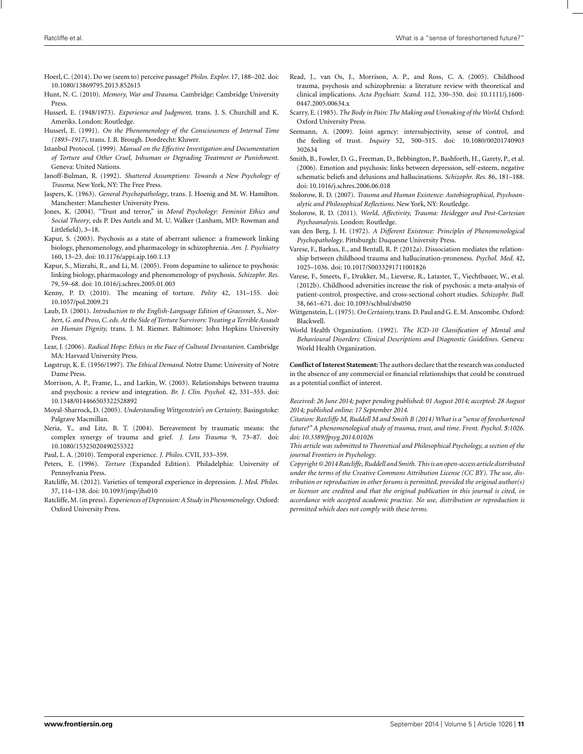Hoerl, C. (2014). Do we (seem to) perceive passage? *Philos. Explor.* 17, 188–202. doi: 10.1080/13869795.2013.852615

Hunt, N. C. (2010). *Memory, War and Trauma.* Cambridge: Cambridge University Press.

Husserl, E. (1948/1973). *Experience and Judgment,* trans. J. S. Churchill and K. Ameriks. London: Routledge.

Husserl, E. (1991). *On the Phenomenology of the Consciousness of Internal Time (1893–1917)*, trans. J. B. Brough. Dordrecht: Kluwer.

Istanbul Protocol. (1999). *Manual on the Effective Investigation and Documentation of Torture and Other Cruel, Inhuman or Degrading Treatment or Punishment.* Geneva: United Nations.

Janoff-Bulman, R. (1992). *Shattered Assumptions: Towards a New Psychology of Trauma.* New York, NY: The Free Press.

Jaspers, K. (1963). *General Psychopathology*, trans. J. Hoenig and M. W. Hamilton. Manchester: Manchester University Press.

Jones, K. (2004). "Trust and terror," in *Moral Psychology: Feminist Ethics and Social Theory*, eds P. Des Autels and M. U. Walker (Lanham, MD: Rowman and Littlefield), 3–18.

Kapur, S. (2003). Psychosis as a state of aberrant salience: a framework linking biology, phenomenology, and pharmacology in schizophrenia. *Am. J. Psychiatry* 160, 13–23. doi: 10.1176/appi.ajp.160.1.13

Kapur, S., Mizrahi, R., and Li, M. (2005). From dopamine to salience to psychosis: linking biology, pharmacology and phenomenology of psychosis. *Schizophr. Res.* 79, 59–68. doi: 10.1016/j.schres.2005.01.003

Kenny, P. D. (2010). The meaning of torture. *Polity* 42, 131–155. doi: 10.1057/pol.2009.21

Laub, D. (2001). *Introduction to the English-Language Edition of Graessner, S., Norbert, G. and Pross, C. eds. At the Side of Torture Survivors: Treating a Terrible Assault on Human Dignity,* trans. J. M. Riemer. Baltimore: John Hopkins University Press.

Lear, J. (2006). *Radical Hope: Ethics in the Face of Cultural Devastation.* Cambridge MA: Harvard University Press.

Løgstrup, K. E. (1956/1997). *The Ethical Demand.* Notre Dame: University of Notre Dame Press.

Morrison, A. P., Frame, L., and Larkin, W. (2003). Relationships between trauma and psychosis: a review and integration. *Br. J. Clin. Psychol.* 42, 331–353. doi: 10.1348/014466503322528892

Moyal-Sharrock, D. (2005). *Understanding Wittgenstein's on Certainty*. Basingstoke: Palgrave Macmillan.

Neria, Y., and Litz, B. T. (2004). Bereavement by traumatic means: the complex synergy of trauma and grief. *J. Loss Trauma* 9, 73–87. doi: 10.1080/15325020490255322

Paul, L. A. (2010). Temporal experience. *J. Philos.* CVII, 333–359.

Peters, E. (1996). *Torture* (Expanded Edition). Philadelphia: University of Pennsylvania Press.

Ratcliffe, M. (2012). Varieties of temporal experience in depression. *J. Med. Philos.* 37, 114–138. doi: 10.1093/jmp/jhs010

Ratcliffe, M. (in press). *Experiences of Depression: A Study in Phenomenology*. Oxford: Oxford University Press.

Read, J., van Os, J., Morrison, A. P., and Ross, C. A. (2005). Childhood trauma, psychosis and schizophrenia: a literature review with theoretical and clinical implications. *Acta Psychiatr. Scand.* 112, 330–350. doi: 10.1111/j.1600-0447.2005.00634.x

Scarry, E. (1985). *The Body in Pain: The Making and Unmaking of the World.* Oxford: Oxford University Press.

Seemann, A. (2009). Joint agency: intersubjectivity, sense of control, and the feeling of trust. *Inquiry* 52, 500–515. doi: 10.1080/00201740903302634

Smith, B., Fowler, D. G., Freeman, D., Bebbington, P., Bashforth, H., Garety, P., et al. (2006). Emotion and psychosis: links between depression, self-esteem, negative schematic beliefs and delusions and hallucinations. *Schizophr. Res.* 86, 181–188. doi: 10.1016/j.schres.2006.06.018

Stolorow, R. D. (2007). *Trauma and Human Existence: Autobiographical, Psychoanalytic and Philosophical Reflections.* New York, NY: Routledge.

Stolorow, R. D. (2011). *World, Affectivity, Trauma: Heidegger and Post-Cartesian Psychoanalysis.* London: Routledge.

van den Berg, J. H. (1972). *A Different Existence: Principles of Phenomenological Psychopathology*. Pittsburgh: Duquesne University Press.

Varese, F., Barkus, E., and Bentall, R. P. (2012a). Dissociation mediates the relationship between childhood trauma and hallucination-proneness. *Psychol. Med.* 42, 1025–1036. doi: 10.1017/S0033291711001826

Varese, F., Smeets, F., Drukker, M., Lieverse, R., Lataster, T., Viechtbauer, W., et al. (2012b). Childhood adversities increase the risk of psychosis: a meta-analysis of patient-control, prospective, and cross-sectional cohort studies. *Schizophr. Bull.* 38, 661–671. doi: 10.1093/schbul/sbs050

Wittgenstein, L. (1975). *On Certainty*, trans. D. Paul and G. E. M. Anscombe. Oxford: Blackwell.

World Health Organization. (1992). *The ICD-10 Classification of Mental and Behavioural Disorders: Clinical Descriptions and Diagnostic Guidelines.* Geneva: World Health Organization.

**Conflict of Interest Statement:** The authors declare that the research was conducted in the absence of any commercial or financial relationships that could be construed as a potential conflict of interest.

*Received: 26 June 2014; paper pending published: 01 August 2014; accepted: 28 August 2014; published online: 17 September 2014.*

*Citation: Ratcliffe M, Ruddell M and Smith B (2014) What is a "sense of foreshortened future?" A phenomenological study of trauma, trust, and time. Front. Psychol. **5**:1026. doi: 10.3389/fpsyg.2014.01026*

*This article was submitted to Theoretical and Philosophical Psychology, a section of the journal Frontiers in Psychology.*

*Copyright © 2014 Ratcliffe, Ruddell and Smith. This is an open-access article distributed under the terms of the Creative Commons Attribution License (CC BY). The use, distribution or reproduction in other forums is permitted, provided the original author(s) or licensor are credited and that the original publication in this journal is cited, in accordance with accepted academic practice. No use, distribution or reproduction is permitted which does not comply with these terms.*